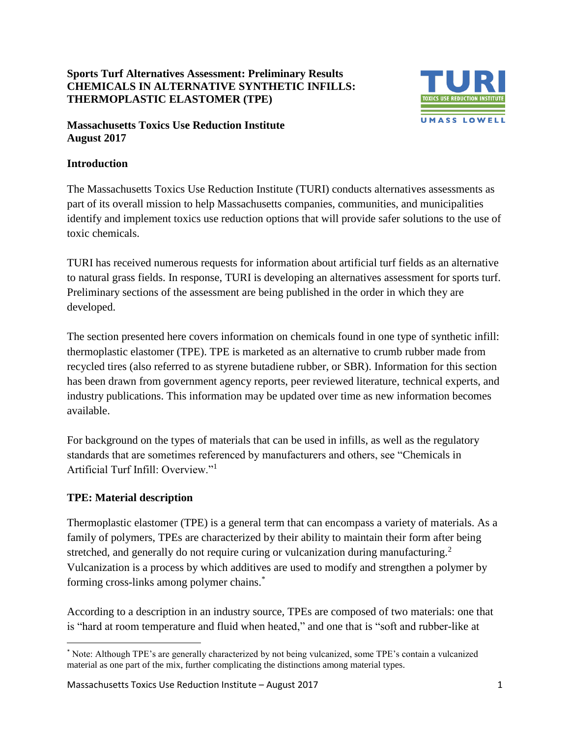**Sports Turf Alternatives Assessment: Preliminary Results**
**CHEMICALS IN ALTERNATIVE SYNTHETIC INFILLS: THERMOPLASTIC ELASTOMER (TPE)**

**Massachusetts Toxics Use Reduction Institute**
**August 2017**

## Introduction

The Massachusetts Toxics Use Reduction Institute (TURI) conducts alternatives assessments as part of its overall mission to help Massachusetts companies, communities, and municipalities identify and implement toxics use reduction options that will provide safer solutions to the use of toxic chemicals.

TURI has received numerous requests for information about artificial turf fields as an alternative to natural grass fields. In response, TURI is developing an alternatives assessment for sports turf. Preliminary sections of the assessment are being published in the order in which they are developed.

The section presented here covers information on chemicals found in one type of synthetic infill: thermoplastic elastomer (TPE). TPE is marketed as an alternative to crumb rubber made from recycled tires (also referred to as styrene butadiene rubber, or SBR). Information for this section has been drawn from government agency reports, peer reviewed literature, technical experts, and industry publications. This information may be updated over time as new information becomes available.

For background on the types of materials that can be used in infills, as well as the regulatory standards that are sometimes referenced by manufacturers and others, see "Chemicals in Artificial Turf Infill: Overview."[1]

## TPE: Material description

Thermoplastic elastomer (TPE) is a general term that can encompass a variety of materials. As a family of polymers, TPEs are characterized by their ability to maintain their form after being stretched, and generally do not require curing or vulcanization during manufacturing.[2] Vulcanization is a process by which additives are used to modify and strengthen a polymer by forming cross-links among polymer chains.[*]

According to a description in an industry source, TPEs are composed of two materials: one that is "hard at room temperature and fluid when heated," and one that is "soft and rubber-like at

---

[*] Note: Although TPE's are generally characterized by not being vulcanized, some TPE's contain a vulcanized material as one part of the mix, further complicating the distinctions among material types.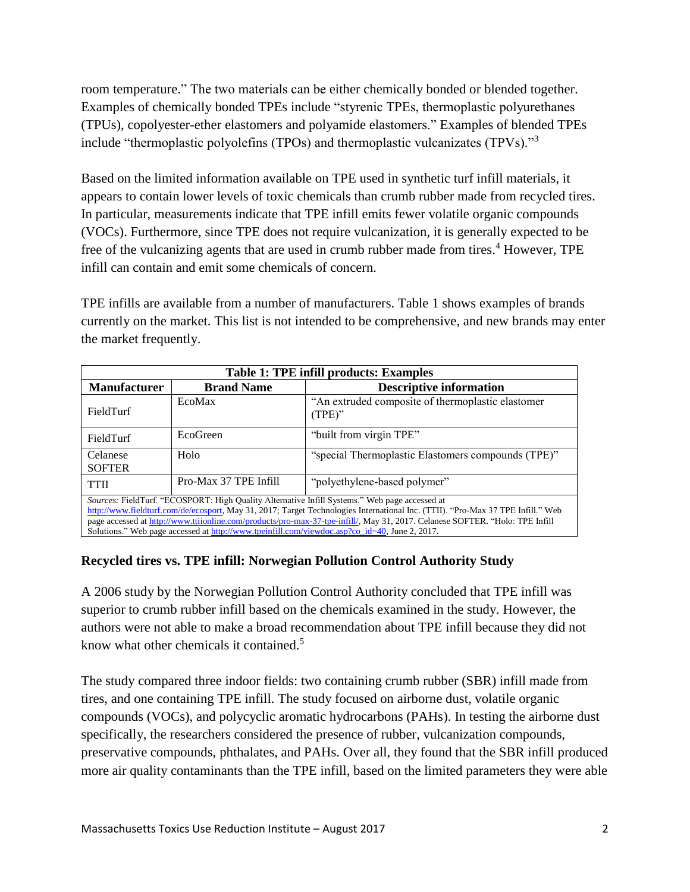room temperature." The two materials can be either chemically bonded or blended together. Examples of chemically bonded TPEs include "styrenic TPEs, thermoplastic polyurethanes (TPUs), copolyester-ether elastomers and polyamide elastomers." Examples of blended TPEs include "thermoplastic polyolefins (TPOs) and thermoplastic vulcanizates (TPVs)."[3]

Based on the limited information available on TPE used in synthetic turf infill materials, it appears to contain lower levels of toxic chemicals than crumb rubber made from recycled tires. In particular, measurements indicate that TPE infill emits fewer volatile organic compounds (VOCs). Furthermore, since TPE does not require vulcanization, it is generally expected to be free of the vulcanizing agents that are used in crumb rubber made from tires.[4] However, TPE infill can contain and emit some chemicals of concern.

TPE infills are available from a number of manufacturers. Table 1 shows examples of brands currently on the market. This list is not intended to be comprehensive, and new brands may enter the market frequently.

**Table 1: TPE infill products: Examples**

| Manufacturer | Brand Name | Descriptive information |
|---|---|---|
| FieldTurf | EcoMax | "An extruded composite of thermoplastic elastomer (TPE)" |
| FieldTurf | EcoGreen | "built from virgin TPE" |
| Celanese SOFTER | Holo | "special Thermoplastic Elastomers compounds (TPE)" |
| TTII | Pro-Max 37 TPE Infill | "polyethylene-based polymer" |

*Sources:* FieldTurf. "ECOSPORT: High Quality Alternative Infill Systems." Web page accessed at http://www.fieldturf.com/de/ecosport, May 31, 2017; Target Technologies International Inc. (TTII). "Pro-Max 37 TPE Infill." Web page accessed at http://www.ttiionline.com/products/pro-max-37-tpe-infill/, May 31, 2017. Celanese SOFTER. "Holo: TPE Infill Solutions." Web page accessed at http://www.tpeinfill.com/viewdoc.asp?co_id=40, June 2, 2017.

### Recycled tires vs. TPE infill: Norwegian Pollution Control Authority Study

A 2006 study by the Norwegian Pollution Control Authority concluded that TPE infill was superior to crumb rubber infill based on the chemicals examined in the study. However, the authors were not able to make a broad recommendation about TPE infill because they did not know what other chemicals it contained.[5]

The study compared three indoor fields: two containing crumb rubber (SBR) infill made from tires, and one containing TPE infill. The study focused on airborne dust, volatile organic compounds (VOCs), and polycyclic aromatic hydrocarbons (PAHs). In testing the airborne dust specifically, the researchers considered the presence of rubber, vulcanization compounds, preservative compounds, phthalates, and PAHs. Over all, they found that the SBR infill produced more air quality contaminants than the TPE infill, based on the limited parameters they were able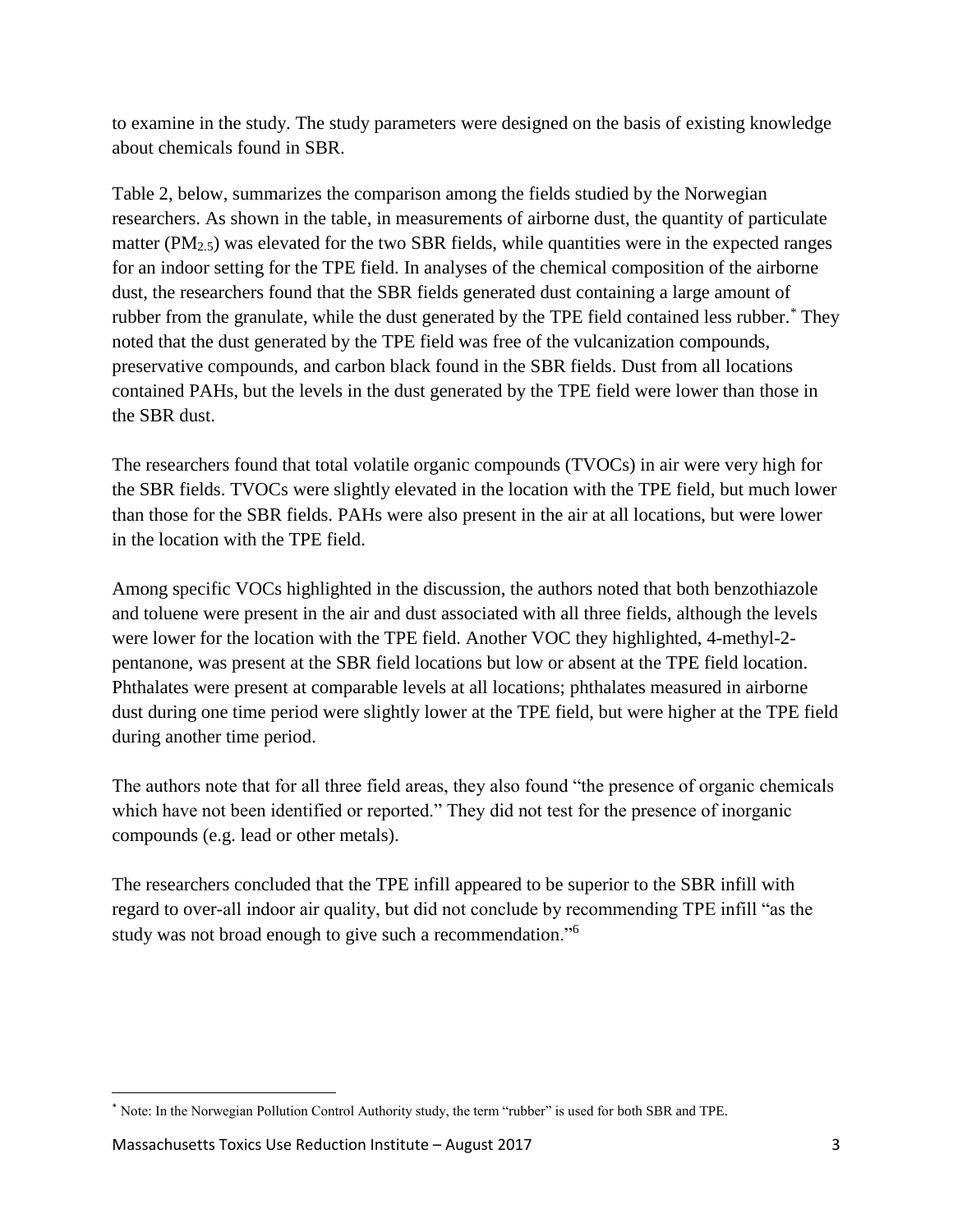to examine in the study. The study parameters were designed on the basis of existing knowledge about chemicals found in SBR.

Table 2, below, summarizes the comparison among the fields studied by the Norwegian researchers. As shown in the table, in measurements of airborne dust, the quantity of particulate matter ($PM_{2.5}$) was elevated for the two SBR fields, while quantities were in the expected ranges for an indoor setting for the TPE field. In analyses of the chemical composition of the airborne dust, the researchers found that the SBR fields generated dust containing a large amount of rubber from the granulate, while the dust generated by the TPE field contained less rubber.* They noted that the dust generated by the TPE field was free of the vulcanization compounds, preservative compounds, and carbon black found in the SBR fields. Dust from all locations contained PAHs, but the levels in the dust generated by the TPE field were lower than those in the SBR dust.

The researchers found that total volatile organic compounds (TVOCs) in air were very high for the SBR fields. TVOCs were slightly elevated in the location with the TPE field, but much lower than those for the SBR fields. PAHs were also present in the air at all locations, but were lower in the location with the TPE field.

Among specific VOCs highlighted in the discussion, the authors noted that both benzothiazole and toluene were present in the air and dust associated with all three fields, although the levels were lower for the location with the TPE field. Another VOC they highlighted, 4-methyl-2-pentanone, was present at the SBR field locations but low or absent at the TPE field location. Phthalates were present at comparable levels at all locations; phthalates measured in airborne dust during one time period were slightly lower at the TPE field, but were higher at the TPE field during another time period.

The authors note that for all three field areas, they also found "the presence of organic chemicals which have not been identified or reported." They did not test for the presence of inorganic compounds (e.g. lead or other metals).

The researchers concluded that the TPE infill appeared to be superior to the SBR infill with regard to over-all indoor air quality, but did not conclude by recommending TPE infill "as the study was not broad enough to give such a recommendation."[6]

* Note: In the Norwegian Pollution Control Authority study, the term "rubber" is used for both SBR and TPE.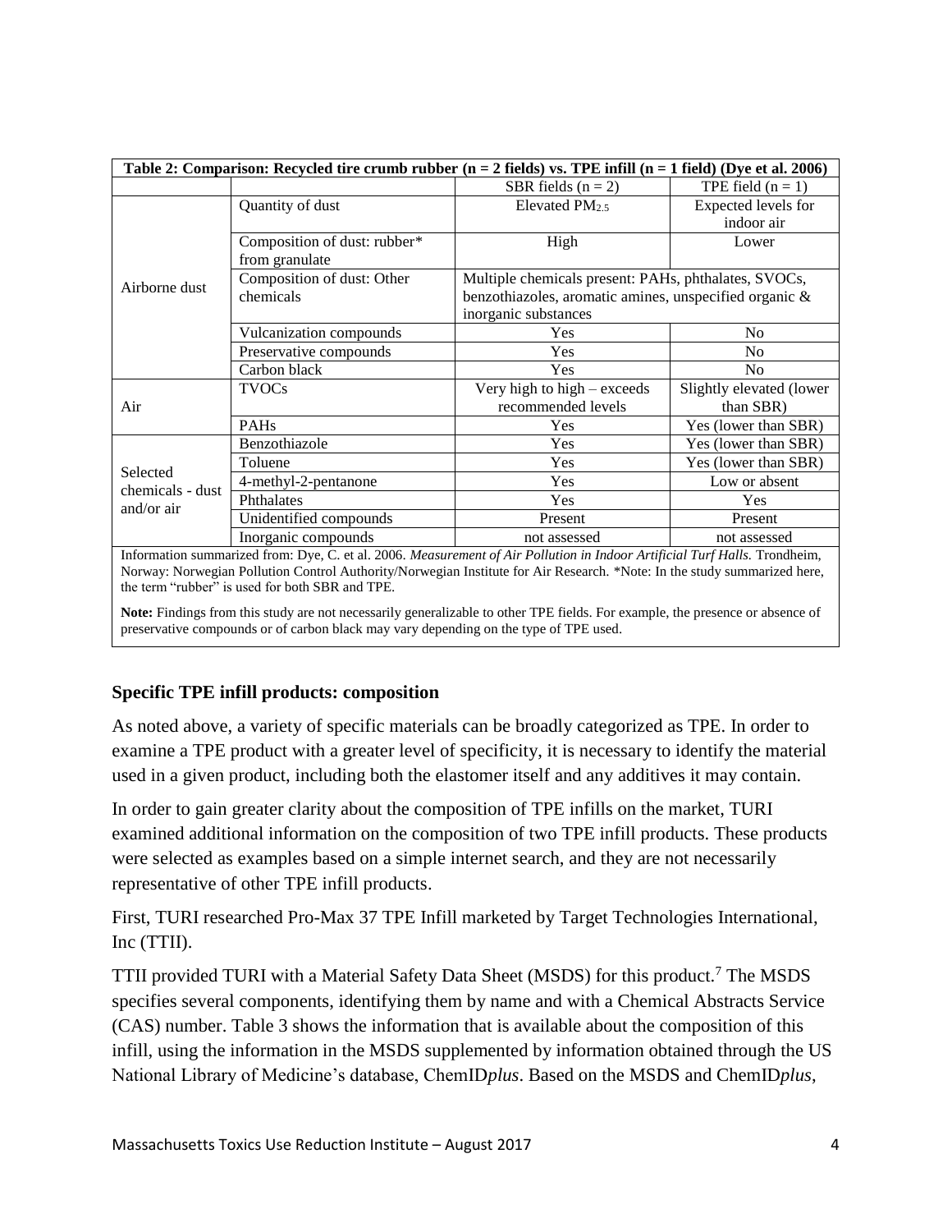| Table 2: Comparison: Recycled tire crumb rubber (n = 2 fields) vs. TPE infill (n = 1 field) (Dye et al. 2006) | | | |
|---|---|---|---|
| | | SBR fields (n = 2) | TPE field (n = 1) |
| Airborne dust | Quantity of dust | Elevated $PM_{2.5}$ | Expected levels for indoor air |
| | Composition of dust: rubber* from granulate | High | Lower |
| | Composition of dust: Other chemicals | Multiple chemicals present: PAHs, phthalates, SVOCs, benzothiazoles, aromatic amines, unspecified organic & inorganic substances | |
| | Vulcanization compounds | Yes | No |
| | Preservative compounds | Yes | No |
| | Carbon black | Yes | No |
| Air | TVOCs | Very high to high – exceeds recommended levels | Slightly elevated (lower than SBR) |
| | PAHs | Yes | Yes (lower than SBR) |
| Selected chemicals - dust and/or air | Benzothiazole | Yes | Yes (lower than SBR) |
| | Toluene | Yes | Yes (lower than SBR) |
| | 4-methyl-2-pentanone | Yes | Low or absent |
| | Phthalates | Yes | Yes |
| | Unidentified compounds | Present | Present |
| | Inorganic compounds | not assessed | not assessed |

Information summarized from: Dye, C. et al. 2006. *Measurement of Air Pollution in Indoor Artificial Turf Halls.* Trondheim, Norway: Norwegian Pollution Control Authority/Norwegian Institute for Air Research. *Note: In the study summarized here, the term "rubber" is used for both SBR and TPE.

**Note:** Findings from this study are not necessarily generalizable to other TPE fields. For example, the presence or absence of preservative compounds or of carbon black may vary depending on the type of TPE used.

### Specific TPE infill products: composition

As noted above, a variety of specific materials can be broadly categorized as TPE. In order to examine a TPE product with a greater level of specificity, it is necessary to identify the material used in a given product, including both the elastomer itself and any additives it may contain.

In order to gain greater clarity about the composition of TPE infills on the market, TURI examined additional information on the composition of two TPE infill products. These products were selected as examples based on a simple internet search, and they are not necessarily representative of other TPE infill products.

First, TURI researched Pro-Max 37 TPE Infill marketed by Target Technologies International, Inc (TTII).

TTII provided TURI with a Material Safety Data Sheet (MSDS) for this product.[7] The MSDS specifies several components, identifying them by name and with a Chemical Abstracts Service (CAS) number. Table 3 shows the information that is available about the composition of this infill, using the information in the MSDS supplemented by information obtained through the US National Library of Medicine's database, ChemID*plus*. Based on the MSDS and ChemID*plus*,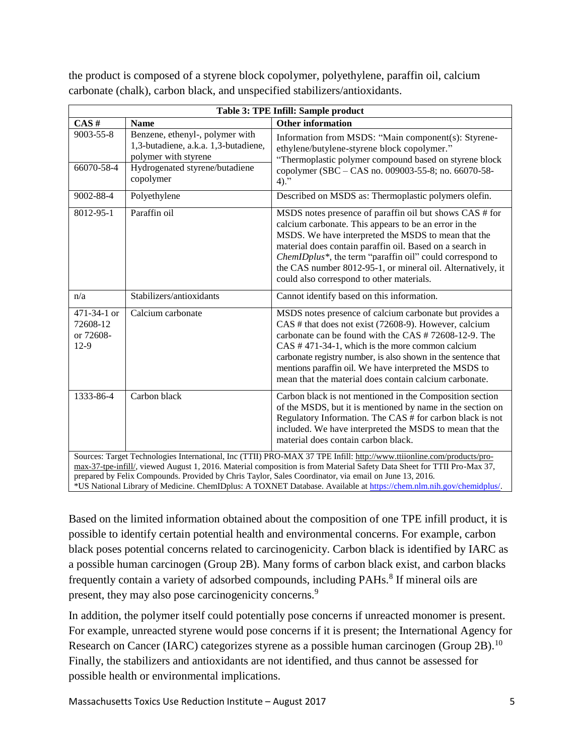the product is composed of a styrene block copolymer, polyethylene, paraffin oil, calcium carbonate (chalk), carbon black, and unspecified stabilizers/antioxidants.

**Table 3: TPE Infill: Sample product**

| CAS # | Name | Other information |
|---|---|---|
| 9003-55-8 | Benzene, ethenyl-, polymer with 1,3-butadiene, a.k.a. 1,3-butadiene, polymer with styrene | Information from MSDS: "Main component(s): Styrene-ethylene/butylene-styrene block copolymer." "Thermoplastic polymer compound based on styrene block copolymer (SBC – CAS no. 009003-55-8; no. 66070-58-4)." |
| 66070-58-4 | Hydrogenated styrene/butadiene copolymer | |
| 9002-88-4 | Polyethylene | Described on MSDS as: Thermoplastic polymers olefin. |
| 8012-95-1 | Paraffin oil | MSDS notes presence of paraffin oil but shows CAS # for calcium carbonate. This appears to be an error in the MSDS. We have interpreted the MSDS to mean that the material does contain paraffin oil. Based on a search in *ChemIDplus**, the term "paraffin oil" could correspond to the CAS number 8012-95-1, or mineral oil. Alternatively, it could also correspond to other materials. |
| n/a | Stabilizers/antioxidants | Cannot identify based on this information. |
| 471-34-1 or 72608-12 or 72608-12-9 | Calcium carbonate | MSDS notes presence of calcium carbonate but provides a CAS # that does not exist (72608-9). However, calcium carbonate can be found with the CAS # 72608-12-9. The CAS # 471-34-1, which is the more common calcium carbonate registry number, is also shown in the sentence that mentions paraffin oil. We have interpreted the MSDS to mean that the material does contain calcium carbonate. |
| 1333-86-4 | Carbon black | Carbon black is not mentioned in the Composition section of the MSDS, but it is mentioned by name in the section on Regulatory Information. The CAS # for carbon black is not included. We have interpreted the MSDS to mean that the material does contain carbon black. |

Sources: Target Technologies International, Inc (TTII) PRO-MAX 37 TPE Infill: http://www.ttiionline.com/products/pro-max-37-tpe-infill/, viewed August 1, 2016. Material composition is from Material Safety Data Sheet for TTII Pro-Max 37, prepared by Felix Compounds. Provided by Chris Taylor, Sales Coordinator, via email on June 13, 2016.
*US National Library of Medicine. ChemIDplus: A TOXNET Database. Available at https://chem.nlm.nih.gov/chemidplus/.

Based on the limited information obtained about the composition of one TPE infill product, it is possible to identify certain potential health and environmental concerns. For example, carbon black poses potential concerns related to carcinogenicity. Carbon black is identified by IARC as a possible human carcinogen (Group 2B). Many forms of carbon black exist, and carbon blacks frequently contain a variety of adsorbed compounds, including PAHs.[8] If mineral oils are present, they may also pose carcinogenicity concerns.[9]

In addition, the polymer itself could potentially pose concerns if unreacted monomer is present. For example, unreacted styrene would pose concerns if it is present; the International Agency for Research on Cancer (IARC) categorizes styrene as a possible human carcinogen (Group 2B).[10] Finally, the stabilizers and antioxidants are not identified, and thus cannot be assessed for possible health or environmental implications.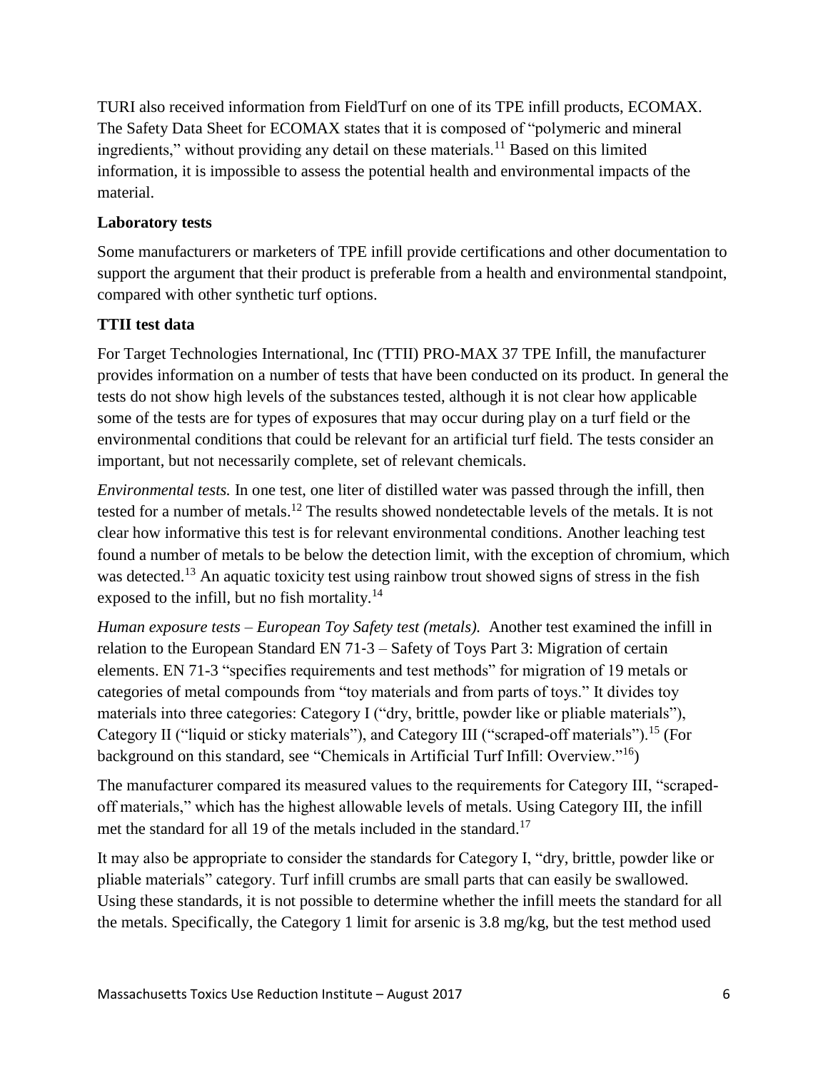TURI also received information from FieldTurf on one of its TPE infill products, ECOMAX. The Safety Data Sheet for ECOMAX states that it is composed of "polymeric and mineral ingredients," without providing any detail on these materials.[11] Based on this limited information, it is impossible to assess the potential health and environmental impacts of the material.

### Laboratory tests

Some manufacturers or marketers of TPE infill provide certifications and other documentation to support the argument that their product is preferable from a health and environmental standpoint, compared with other synthetic turf options.

### TTII test data

For Target Technologies International, Inc (TTII) PRO-MAX 37 TPE Infill, the manufacturer provides information on a number of tests that have been conducted on its product. In general the tests do not show high levels of the substances tested, although it is not clear how applicable some of the tests are for types of exposures that may occur during play on a turf field or the environmental conditions that could be relevant for an artificial turf field. The tests consider an important, but not necessarily complete, set of relevant chemicals.

*Environmental tests.* In one test, one liter of distilled water was passed through the infill, then tested for a number of metals.[12] The results showed nondetectable levels of the metals. It is not clear how informative this test is for relevant environmental conditions. Another leaching test found a number of metals to be below the detection limit, with the exception of chromium, which was detected.[13] An aquatic toxicity test using rainbow trout showed signs of stress in the fish exposed to the infill, but no fish mortality.[14]

*Human exposure tests – European Toy Safety test (metals).* Another test examined the infill in relation to the European Standard EN 71-3 – Safety of Toys Part 3: Migration of certain elements. EN 71-3 "specifies requirements and test methods" for migration of 19 metals or categories of metal compounds from "toy materials and from parts of toys." It divides toy materials into three categories: Category I ("dry, brittle, powder like or pliable materials"), Category II ("liquid or sticky materials"), and Category III ("scraped-off materials").[15] (For background on this standard, see "Chemicals in Artificial Turf Infill: Overview."[16])

The manufacturer compared its measured values to the requirements for Category III, "scraped-off materials," which has the highest allowable levels of metals. Using Category III, the infill met the standard for all 19 of the metals included in the standard.[17]

It may also be appropriate to consider the standards for Category I, "dry, brittle, powder like or pliable materials" category. Turf infill crumbs are small parts that can easily be swallowed. Using these standards, it is not possible to determine whether the infill meets the standard for all the metals. Specifically, the Category 1 limit for arsenic is 3.8 mg/kg, but the test method used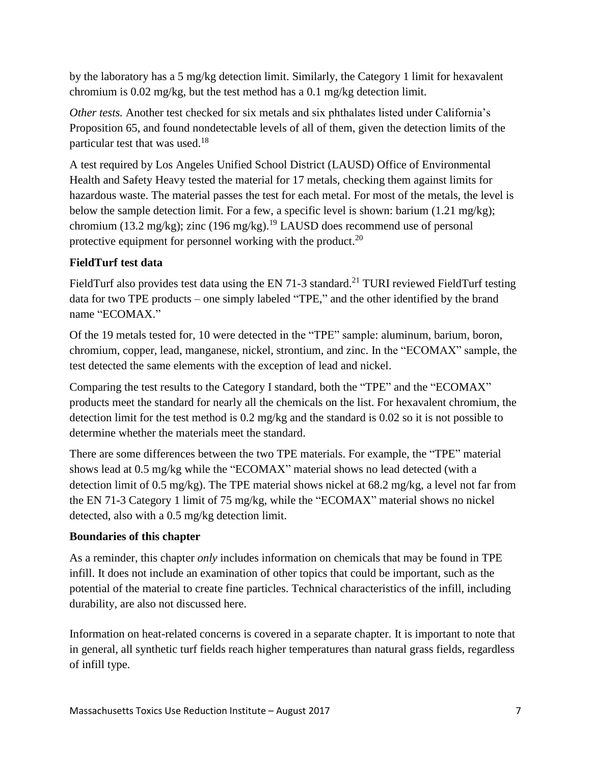by the laboratory has a 5 mg/kg detection limit. Similarly, the Category 1 limit for hexavalent chromium is 0.02 mg/kg, but the test method has a 0.1 mg/kg detection limit.

*Other tests.* Another test checked for six metals and six phthalates listed under California's Proposition 65, and found nondetectable levels of all of them, given the detection limits of the particular test that was used.[18]

A test required by Los Angeles Unified School District (LAUSD) Office of Environmental Health and Safety Heavy tested the material for 17 metals, checking them against limits for hazardous waste. The material passes the test for each metal. For most of the metals, the level is below the sample detection limit. For a few, a specific level is shown: barium (1.21 mg/kg); chromium (13.2 mg/kg); zinc (196 mg/kg).[19] LAUSD does recommend use of personal protective equipment for personnel working with the product.[20]

**FieldTurf test data**

FieldTurf also provides test data using the EN 71-3 standard.[21] TURI reviewed FieldTurf testing data for two TPE products – one simply labeled "TPE," and the other identified by the brand name "ECOMAX."

Of the 19 metals tested for, 10 were detected in the "TPE" sample: aluminum, barium, boron, chromium, copper, lead, manganese, nickel, strontium, and zinc. In the "ECOMAX" sample, the test detected the same elements with the exception of lead and nickel.

Comparing the test results to the Category I standard, both the "TPE" and the "ECOMAX" products meet the standard for nearly all the chemicals on the list. For hexavalent chromium, the detection limit for the test method is 0.2 mg/kg and the standard is 0.02 so it is not possible to determine whether the materials meet the standard.

There are some differences between the two TPE materials. For example, the "TPE" material shows lead at 0.5 mg/kg while the "ECOMAX" material shows no lead detected (with a detection limit of 0.5 mg/kg). The TPE material shows nickel at 68.2 mg/kg, a level not far from the EN 71-3 Category 1 limit of 75 mg/kg, while the "ECOMAX" material shows no nickel detected, also with a 0.5 mg/kg detection limit.

**Boundaries of this chapter**

As a reminder, this chapter *only* includes information on chemicals that may be found in TPE infill. It does not include an examination of other topics that could be important, such as the potential of the material to create fine particles. Technical characteristics of the infill, including durability, are also not discussed here.

Information on heat-related concerns is covered in a separate chapter. It is important to note that in general, all synthetic turf fields reach higher temperatures than natural grass fields, regardless of infill type.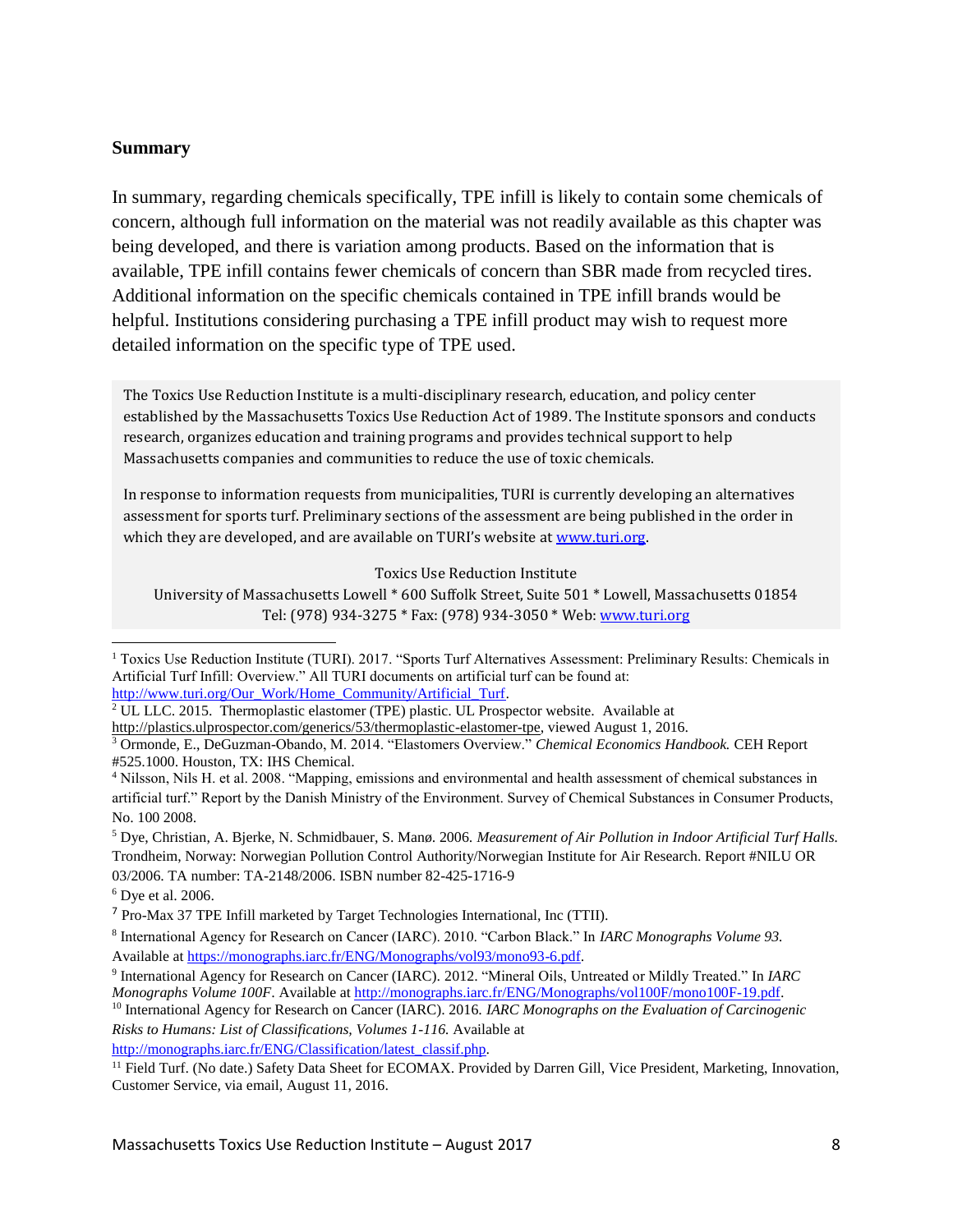**Summary**

In summary, regarding chemicals specifically, TPE infill is likely to contain some chemicals of concern, although full information on the material was not readily available as this chapter was being developed, and there is variation among products. Based on the information that is available, TPE infill contains fewer chemicals of concern than SBR made from recycled tires. Additional information on the specific chemicals contained in TPE infill brands would be helpful. Institutions considering purchasing a TPE infill product may wish to request more detailed information on the specific type of TPE used.

The Toxics Use Reduction Institute is a multi-disciplinary research, education, and policy center established by the Massachusetts Toxics Use Reduction Act of 1989. The Institute sponsors and conducts research, organizes education and training programs and provides technical support to help Massachusetts companies and communities to reduce the use of toxic chemicals.

In response to information requests from municipalities, TURI is currently developing an alternatives assessment for sports turf. Preliminary sections of the assessment are being published in the order in which they are developed, and are available on TURI's website at www.turi.org.

Toxics Use Reduction Institute
University of Massachusetts Lowell * 600 Suffolk Street, Suite 501 * Lowell, Massachusetts 01854
Tel: (978) 934-3275 * Fax: (978) 934-3050 * Web: www.turi.org

---

[1] Toxics Use Reduction Institute (TURI). 2017. "Sports Turf Alternatives Assessment: Preliminary Results: Chemicals in Artificial Turf Infill: Overview." All TURI documents on artificial turf can be found at: http://www.turi.org/Our_Work/Home_Community/Artificial_Turf.

[2] UL LLC. 2015. Thermoplastic elastomer (TPE) plastic. UL Prospector website. Available at http://plastics.ulprospector.com/generics/53/thermoplastic-elastomer-tpe, viewed August 1, 2016.

[3] Ormonde, E., DeGuzman-Obando, M. 2014. "Elastomers Overview." *Chemical Economics Handbook.* CEH Report #525.1000. Houston, TX: IHS Chemical.

[4] Nilsson, Nils H. et al. 2008. "Mapping, emissions and environmental and health assessment of chemical substances in artificial turf." Report by the Danish Ministry of the Environment. Survey of Chemical Substances in Consumer Products, No. 100 2008.

[5] Dye, Christian, A. Bjerke, N. Schmidbauer, S. Manø. 2006. *Measurement of Air Pollution in Indoor Artificial Turf Halls.* Trondheim, Norway: Norwegian Pollution Control Authority/Norwegian Institute for Air Research. Report #NILU OR 03/2006. TA number: TA-2148/2006. ISBN number 82-425-1716-9

[6] Dye et al. 2006.

[7] Pro-Max 37 TPE Infill marketed by Target Technologies International, Inc (TTII).

[8] International Agency for Research on Cancer (IARC). 2010. "Carbon Black." In *IARC Monographs Volume 93.* Available at https://monographs.iarc.fr/ENG/Monographs/vol93/mono93-6.pdf.

[9] International Agency for Research on Cancer (IARC). 2012. "Mineral Oils, Untreated or Mildly Treated." In *IARC Monographs Volume 100F*. Available at http://monographs.iarc.fr/ENG/Monographs/vol100F/mono100F-19.pdf.

[10] International Agency for Research on Cancer (IARC). 2016. *IARC Monographs on the Evaluation of Carcinogenic Risks to Humans: List of Classifications, Volumes 1-116.* Available at http://monographs.iarc.fr/ENG/Classification/latest_classif.php.

[11] Field Turf. (No date.) Safety Data Sheet for ECOMAX. Provided by Darren Gill, Vice President, Marketing, Innovation, Customer Service, via email, August 11, 2016.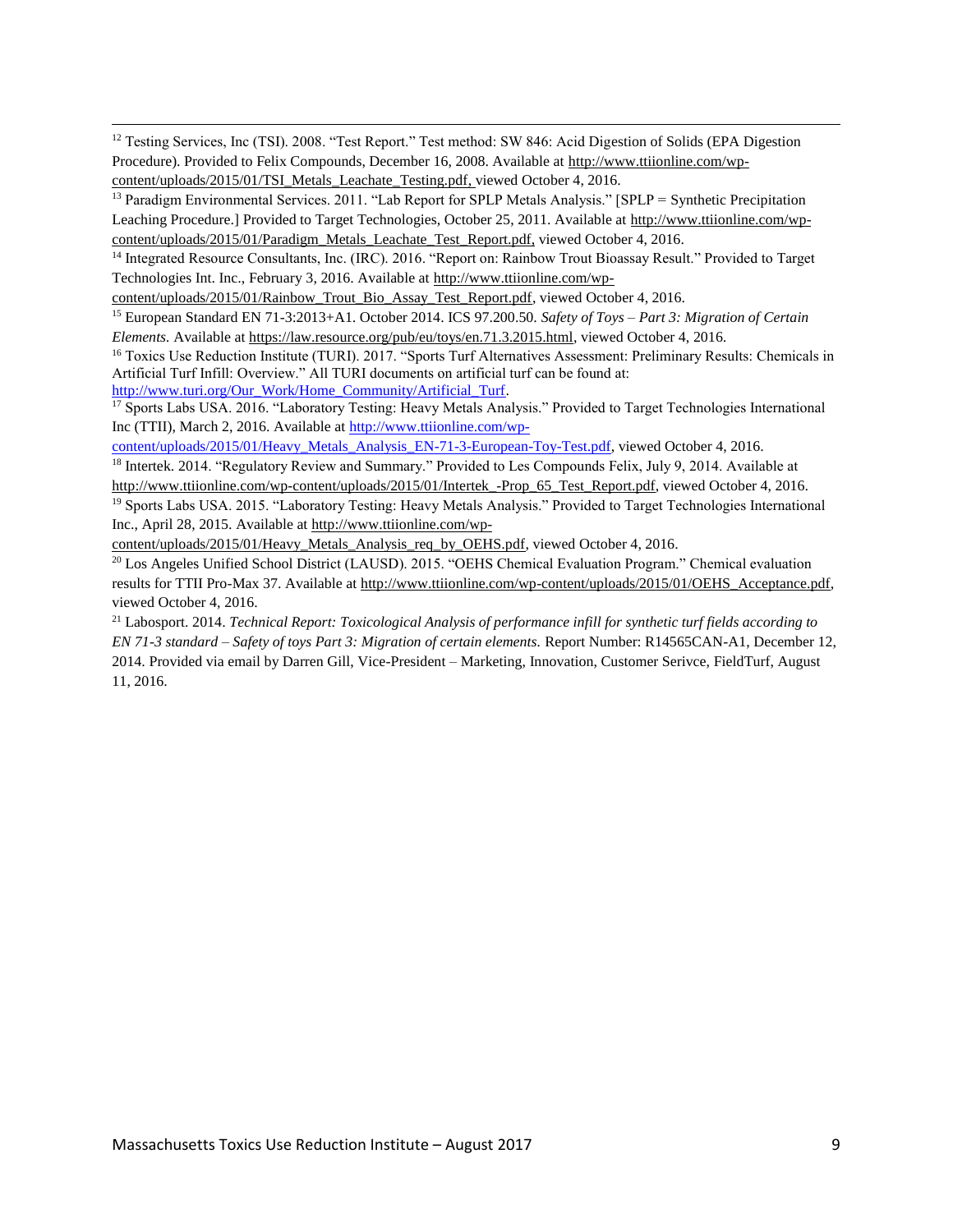[12] Testing Services, Inc (TSI). 2008. "Test Report." Test method: SW 846: Acid Digestion of Solids (EPA Digestion Procedure). Provided to Felix Compounds, December 16, 2008. Available at http://www.ttiionline.com/wp-content/uploads/2015/01/TSI_Metals_Leachate_Testing.pdf, viewed October 4, 2016.

[13] Paradigm Environmental Services. 2011. "Lab Report for SPLP Metals Analysis." [SPLP = Synthetic Precipitation Leaching Procedure.] Provided to Target Technologies, October 25, 2011. Available at http://www.ttiionline.com/wp-content/uploads/2015/01/Paradigm_Metals_Leachate_Test_Report.pdf, viewed October 4, 2016.

[14] Integrated Resource Consultants, Inc. (IRC). 2016. "Report on: Rainbow Trout Bioassay Result." Provided to Target Technologies Int. Inc., February 3, 2016. Available at http://www.ttiionline.com/wp-content/uploads/2015/01/Rainbow_Trout_Bio_Assay_Test_Report.pdf, viewed October 4, 2016.

[15] European Standard EN 71-3:2013+A1. October 2014. ICS 97.200.50. *Safety of Toys – Part 3: Migration of Certain Elements.* Available at https://law.resource.org/pub/eu/toys/en.71.3.2015.html, viewed October 4, 2016.

[16] Toxics Use Reduction Institute (TURI). 2017. "Sports Turf Alternatives Assessment: Preliminary Results: Chemicals in Artificial Turf Infill: Overview." All TURI documents on artificial turf can be found at: http://www.turi.org/Our_Work/Home_Community/Artificial_Turf.

[17] Sports Labs USA. 2016. "Laboratory Testing: Heavy Metals Analysis." Provided to Target Technologies International Inc (TTII), March 2, 2016. Available at http://www.ttiionline.com/wp-content/uploads/2015/01/Heavy_Metals_Analysis_EN-71-3-European-Toy-Test.pdf, viewed October 4, 2016.

[18] Intertek. 2014. "Regulatory Review and Summary." Provided to Les Compounds Felix, July 9, 2014. Available at http://www.ttiionline.com/wp-content/uploads/2015/01/Intertek_-Prop_65_Test_Report.pdf, viewed October 4, 2016.

[19] Sports Labs USA. 2015. "Laboratory Testing: Heavy Metals Analysis." Provided to Target Technologies International Inc., April 28, 2015. Available at http://www.ttiionline.com/wp-content/uploads/2015/01/Heavy_Metals_Analysis_req_by_OEHS.pdf, viewed October 4, 2016.

[20] Los Angeles Unified School District (LAUSD). 2015. "OEHS Chemical Evaluation Program." Chemical evaluation results for TTII Pro-Max 37. Available at http://www.ttiionline.com/wp-content/uploads/2015/01/OEHS_Acceptance.pdf, viewed October 4, 2016.

[21] Labosport. 2014. *Technical Report: Toxicological Analysis of performance infill for synthetic turf fields according to EN 71-3 standard – Safety of toys Part 3: Migration of certain elements.* Report Number: R14565CAN-A1, December 12, 2014. Provided via email by Darren Gill, Vice-President – Marketing, Innovation, Customer Serivce, FieldTurf, August 11, 2016.